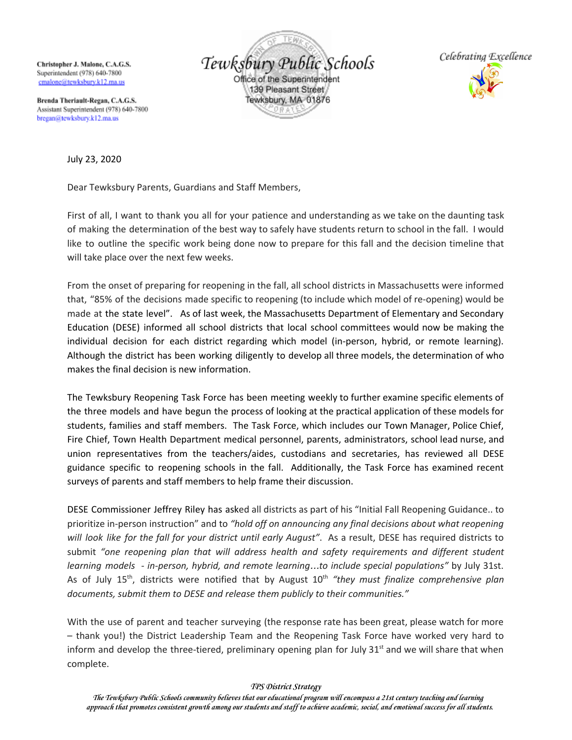**Christopher J. Malone, C.A.G.S.**
Superintendent (978) 640-7800
cmalone@tewksbury.k12.ma.us

**Brenda Theriault-Regan, C.A.G.S.**
Assistant Superintendent (978) 640-7800
bregan@tewksbury.k12.ma.us

# Tewksbury Public Schools

Office of the Superintendent
139 Pleasant Street
Tewksbury, MA 01876

*Celebrating Excellence*

July 23, 2020

Dear Tewksbury Parents, Guardians and Staff Members,

First of all, I want to thank you all for your patience and understanding as we take on the daunting task of making the determination of the best way to safely have students return to school in the fall. I would like to outline the specific work being done now to prepare for this fall and the decision timeline that will take place over the next few weeks.

From the onset of preparing for reopening in the fall, all school districts in Massachusetts were informed that, "85% of the decisions made specific to reopening (to include which model of re-opening) would be made at the state level". As of last week, the Massachusetts Department of Elementary and Secondary Education (DESE) informed all school districts that local school committees would now be making the individual decision for each district regarding which model (in-person, hybrid, or remote learning). Although the district has been working diligently to develop all three models, the determination of who makes the final decision is new information.

The Tewksbury Reopening Task Force has been meeting weekly to further examine specific elements of the three models and have begun the process of looking at the practical application of these models for students, families and staff members. The Task Force, which includes our Town Manager, Police Chief, Fire Chief, Town Health Department medical personnel, parents, administrators, school lead nurse, and union representatives from the teachers/aides, custodians and secretaries, has reviewed all DESE guidance specific to reopening schools in the fall. Additionally, the Task Force has examined recent surveys of parents and staff members to help frame their discussion.

DESE Commissioner Jeffrey Riley has asked all districts as part of his "Initial Fall Reopening Guidance.. to prioritize in-person instruction" and to *"hold off on announcing any final decisions about what reopening will look like for the fall for your district until early August"*. As a result, DESE has required districts to submit *"one reopening plan that will address health and safety requirements and different student learning models - in-person, hybrid, and remote learning…to include special populations"* by July 31st. As of July 15th, districts were notified that by August 10th *"they must finalize comprehensive plan documents, submit them to DESE and release them publicly to their communities."*

With the use of parent and teacher surveying (the response rate has been great, please watch for more – thank you!) the District Leadership Team and the Reopening Task Force have worked very hard to inform and develop the three-tiered, preliminary opening plan for July 31st and we will share that when complete.

*TPS District Strategy*
*The Tewksbury Public Schools community believes that our educational program will encompass a 21st century teaching and learning approach that promotes consistent growth among our students and staff to achieve academic, social, and emotional success for all students.*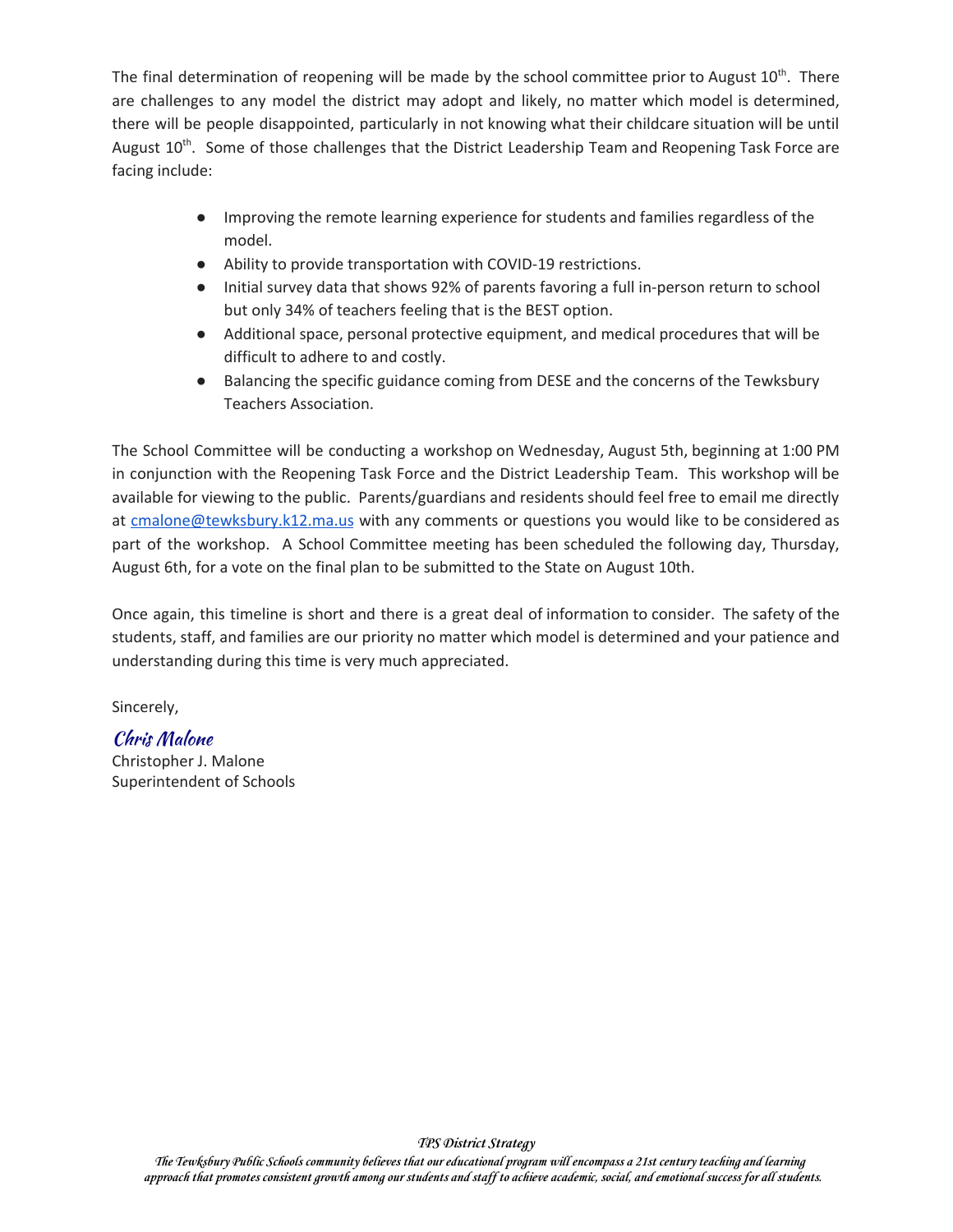The final determination of reopening will be made by the school committee prior to August 10th. There are challenges to any model the district may adopt and likely, no matter which model is determined, there will be people disappointed, particularly in not knowing what their childcare situation will be until August 10th. Some of those challenges that the District Leadership Team and Reopening Task Force are facing include:

- Improving the remote learning experience for students and families regardless of the model.
- Ability to provide transportation with COVID-19 restrictions.
- Initial survey data that shows 92% of parents favoring a full in-person return to school but only 34% of teachers feeling that is the BEST option.
- Additional space, personal protective equipment, and medical procedures that will be difficult to adhere to and costly.
- Balancing the specific guidance coming from DESE and the concerns of the Tewksbury Teachers Association.

The School Committee will be conducting a workshop on Wednesday, August 5th, beginning at 1:00 PM in conjunction with the Reopening Task Force and the District Leadership Team. This workshop will be available for viewing to the public. Parents/guardians and residents should feel free to email me directly at cmalone@tewksbury.k12.ma.us with any comments or questions you would like to be considered as part of the workshop. A School Committee meeting has been scheduled the following day, Thursday, August 6th, for a vote on the final plan to be submitted to the State on August 10th.

Once again, this timeline is short and there is a great deal of information to consider. The safety of the students, staff, and families are our priority no matter which model is determined and your patience and understanding during this time is very much appreciated.

Sincerely,

*Chris Malone*
Christopher J. Malone
Superintendent of Schools

*TPS District Strategy*
*The Tewksbury Public Schools community believes that our educational program will encompass a 21st century teaching and learning approach that promotes consistent growth among our students and staff to achieve academic, social, and emotional success for all students.*